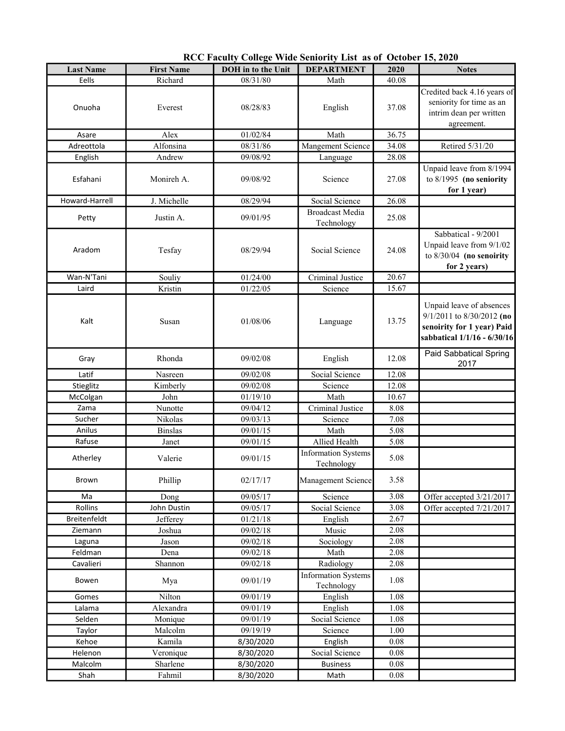# RCC Faculty College Wide Seniority List as of October 15, 2020

| Last Name | First Name | DOH in to the Unit | DEPARTMENT | 2020 | Notes |
|---|---|---|---|---|---|
| Eells | Richard | 08/31/80 | Math | 40.08 | |
| Onuoha | Everest | 08/28/83 | English | 37.08 | Credited back 4.16 years of seniority for time as an intrim dean per written agreement. |
| Asare | Alex | 01/02/84 | Math | 36.75 | |
| Adreottola | Alfonsina | 08/31/86 | Mangement Science | 34.08 | Retired 5/31/20 |
| English | Andrew | 09/08/92 | Language | 28.08 | |
| Esfahani | Monireh A. | 09/08/92 | Science | 27.08 | Unpaid leave from 8/1994 to 8/1995 **(no seniority for 1 year)** |
| Howard-Harrell | J. Michelle | 08/29/94 | Social Science | 26.08 | |
| Petty | Justin A. | 09/01/95 | Broadcast Media Technology | 25.08 | |
| Aradom | Tesfay | 08/29/94 | Social Science | 24.08 | Sabbatical - 9/2001 Unpaid leave from 9/1/02 to 8/30/04 **(no seniority for 2 years)** |
| Wan-N'Tani | Souliy | 01/24/00 | Criminal Justice | 20.67 | |
| Laird | Kristin | 01/22/05 | Science | 15.67 | |
| Kalt | Susan | 01/08/06 | Language | 13.75 | Unpaid leave of absences 9/1/2011 to 8/30/2012 **(no senoirity for 1 year) Paid sabbatical 1/1/16 - 6/30/16** |
| Gray | Rhonda | 09/02/08 | English | 12.08 | Paid Sabbatical Spring 2017 |
| Latif | Nasreen | 09/02/08 | Social Science | 12.08 | |
| Stieglitz | Kimberly | 09/02/08 | Science | 12.08 | |
| McColgan | John | 01/19/10 | Math | 10.67 | |
| Zama | Nunotte | 09/04/12 | Criminal Justice | 8.08 | |
| Sucher | Nikolas | 09/03/13 | Science | 7.08 | |
| Anilus | Binslas | 09/01/15 | Math | 5.08 | |
| Rafuse | Janet | 09/01/15 | Allied Health | 5.08 | |
| Atherley | Valerie | 09/01/15 | Information Systems Technology | 5.08 | |
| Brown | Phillip | 02/17/17 | Management Science | 3.58 | |
| Ma | Dong | 09/05/17 | Science | 3.08 | Offer accepted 3/21/2017 |
| Rollins | John Dustin | 09/05/17 | Social Science | 3.08 | Offer accepted 7/21/2017 |
| Breitenfeldt | Jefferey | 01/21/18 | English | 2.67 | |
| Ziemann | Joshua | 09/02/18 | Music | 2.08 | |
| Laguna | Jason | 09/02/18 | Sociology | 2.08 | |
| Feldman | Dena | 09/02/18 | Math | 2.08 | |
| Cavalieri | Shannon | 09/02/18 | Radiology | 2.08 | |
| Bowen | Mya | 09/01/19 | Information Systems Technology | 1.08 | |
| Gomes | Nilton | 09/01/19 | English | 1.08 | |
| Lalama | Alexandra | 09/01/19 | English | 1.08 | |
| Selden | Monique | 09/01/19 | Social Science | 1.08 | |
| Taylor | Malcolm | 09/19/19 | Science | 1.00 | |
| Kehoe | Kamila | 8/30/2020 | English | 0.08 | |
| Helenon | Veronique | 8/30/2020 | Social Science | 0.08 | |
| Malcolm | Sharlene | 8/30/2020 | Business | 0.08 | |
| Shah | Fahmil | 8/30/2020 | Math | 0.08 | |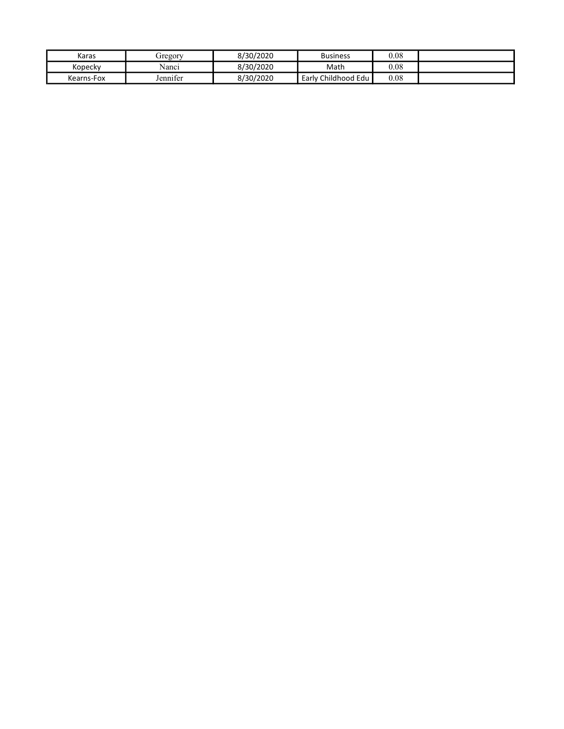| | | | | | |
|---|---|---|---|---|---|
| Karas | Gregory | 8/30/2020 | Business | 0.08 | |
| Kopecky | Nanci | 8/30/2020 | Math | 0.08 | |
| Kearns-Fox | Jennifer | 8/30/2020 | Early Childhood Edu | 0.08 | |